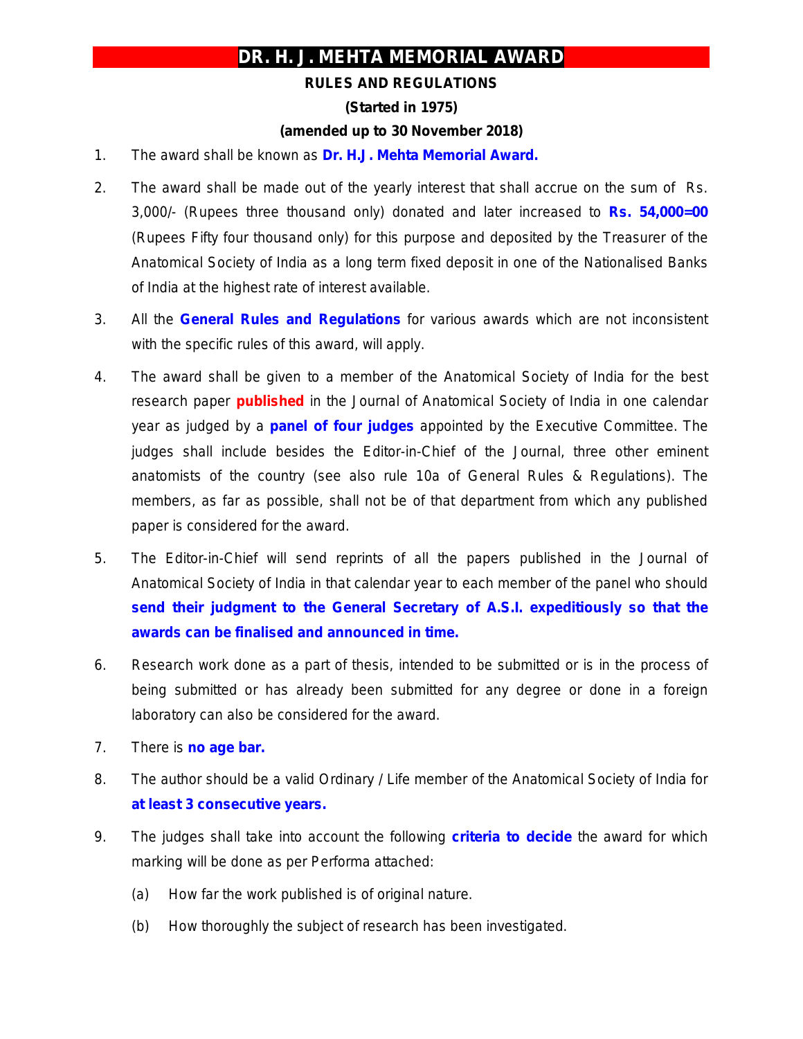# DR. H. J. MEHTA MEMORIAL AWARD

**RULES AND REGULATIONS**

**(Started in 1975)**

**(amended up to 30 November 2018)**

1. The award shall be known as **Dr. H.J. Mehta Memorial Award.**

2. The award shall be made out of the yearly interest that shall accrue on the sum of Rs. 3,000/- (Rupees three thousand only) donated and later increased to **Rs. 54,000=00** (Rupees Fifty four thousand only) for this purpose and deposited by the Treasurer of the Anatomical Society of India as a long term fixed deposit in one of the Nationalised Banks of India at the highest rate of interest available.

3. All the **General Rules and Regulations** for various awards which are not inconsistent with the specific rules of this award, will apply.

4. The award shall be given to a member of the Anatomical Society of India for the best research paper **published** in the Journal of Anatomical Society of India in one calendar year as judged by a **panel of four judges** appointed by the Executive Committee. The judges shall include besides the Editor-in-Chief of the Journal, three other eminent anatomists of the country (see also rule 10a of General Rules & Regulations). The members, as far as possible, shall not be of that department from which any published paper is considered for the award.

5. The Editor-in-Chief will send reprints of all the papers published in the Journal of Anatomical Society of India in that calendar year to each member of the panel who should **send their judgment to the General Secretary of A.S.I. expeditiously so that the awards can be finalised and announced in time.**

6. Research work done as a part of thesis, intended to be submitted or is in the process of being submitted or has already been submitted for any degree or done in a foreign laboratory can also be considered for the award.

7. There is **no age bar.**

8. The author should be a valid Ordinary / Life member of the Anatomical Society of India for **at least 3 consecutive years.**

9. The judges shall take into account the following **criteria to decide** the award for which marking will be done as per Performa attached:

   (a) How far the work published is of original nature.

   (b) How thoroughly the subject of research has been investigated.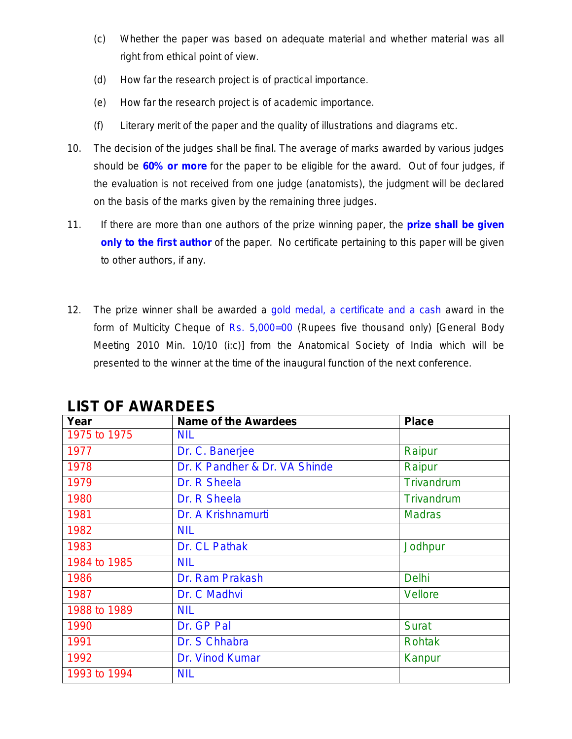(c) Whether the paper was based on adequate material and whether material was all right from ethical point of view.

(d) How far the research project is of practical importance.

(e) How far the research project is of academic importance.

(f) Literary merit of the paper and the quality of illustrations and diagrams etc.

10. The decision of the judges shall be final. The average of marks awarded by various judges should be **60% or more** for the paper to be eligible for the award. Out of four judges, if the evaluation is not received from one judge (anatomists), the judgment will be declared on the basis of the marks given by the remaining three judges.

11. If there are more than one authors of the prize winning paper, the **prize shall be given only to the first author** of the paper. No certificate pertaining to this paper will be given to other authors, if any.

12. The prize winner shall be awarded a gold medal, a certificate and a cash award in the form of Multicity Cheque of Rs. 5,000=00 (Rupees five thousand only) [General Body Meeting 2010 Min. 10/10 (i:c)] from the Anatomical Society of India which will be presented to the winner at the time of the inaugural function of the next conference.

## LIST OF AWARDEES

| Year | Name of the Awardees | Place |
|---|---|---|
| 1975 to 1975 | NIL | |
| 1977 | Dr. C. Banerjee | Raipur |
| 1978 | Dr. K Pandher & Dr. VA Shinde | Raipur |
| 1979 | Dr. R Sheela | Trivandrum |
| 1980 | Dr. R Sheela | Trivandrum |
| 1981 | Dr. A Krishnamurti | Madras |
| 1982 | NIL | |
| 1983 | Dr. CL Pathak | Jodhpur |
| 1984 to 1985 | NIL | |
| 1986 | Dr. Ram Prakash | Delhi |
| 1987 | Dr. C Madhvi | Vellore |
| 1988 to 1989 | NIL | |
| 1990 | Dr. GP Pal | Surat |
| 1991 | Dr. S Chhabra | Rohtak |
| 1992 | Dr. Vinod Kumar | Kanpur |
| 1993 to 1994 | NIL | |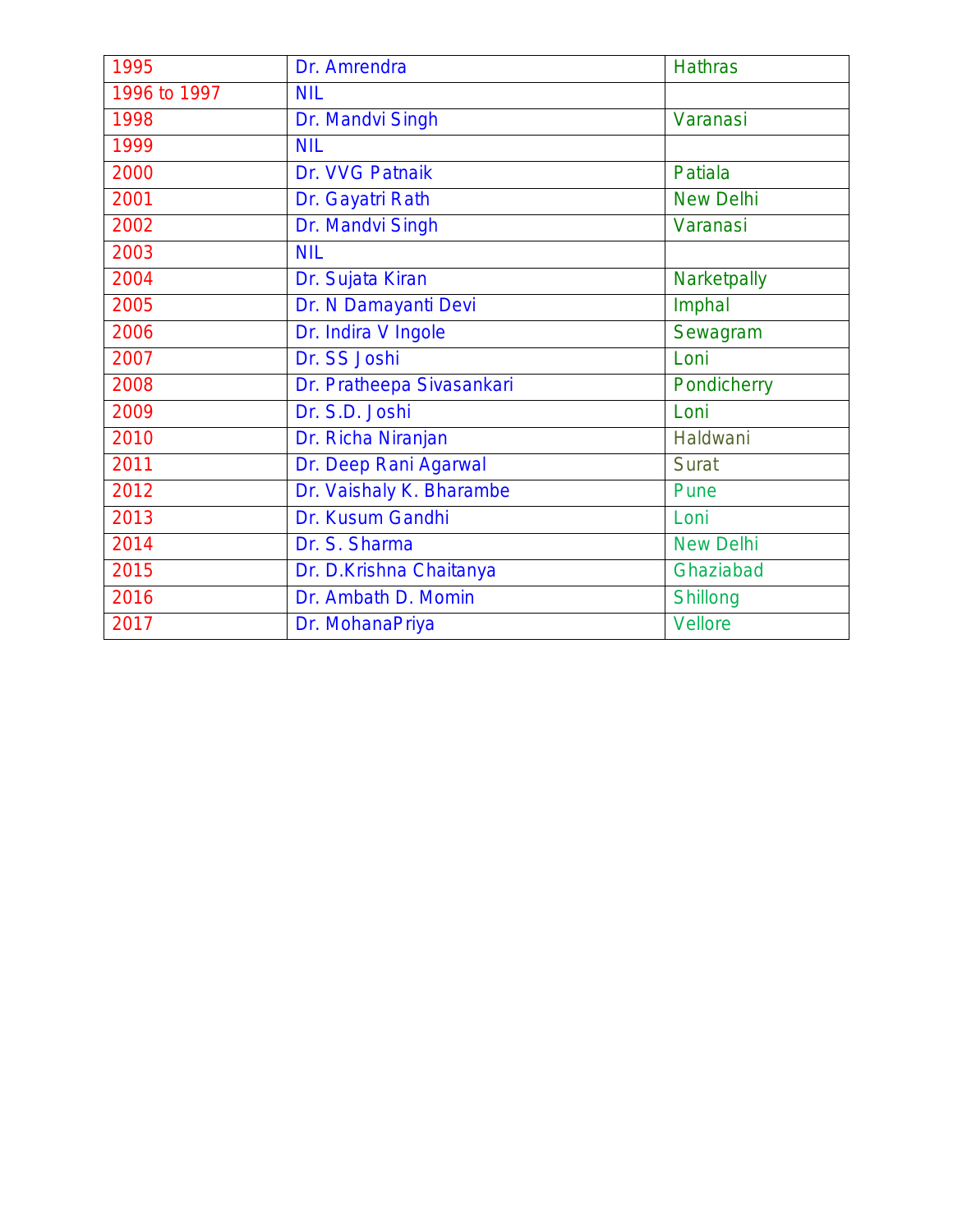| | | |
|---|---|---|
| 1995 | Dr. Amrendra | Hathras |
| 1996 to 1997 | NIL | |
| 1998 | Dr. Mandvi Singh | Varanasi |
| 1999 | NIL | |
| 2000 | Dr. VVG Patnaik | Patiala |
| 2001 | Dr. Gayatri Rath | New Delhi |
| 2002 | Dr. Mandvi Singh | Varanasi |
| 2003 | NIL | |
| 2004 | Dr. Sujata Kiran | Narketpally |
| 2005 | Dr. N Damayanti Devi | Imphal |
| 2006 | Dr. Indira V Ingole | Sewagram |
| 2007 | Dr. SS Joshi | Loni |
| 2008 | Dr. Pratheepa Sivasankari | Pondicherry |
| 2009 | Dr. S.D. Joshi | Loni |
| 2010 | Dr. Richa Niranjan | Haldwani |
| 2011 | Dr. Deep Rani Agarwal | Surat |
| 2012 | Dr. Vaishaly K. Bharambe | Pune |
| 2013 | Dr. Kusum Gandhi | Loni |
| 2014 | Dr. S. Sharma | New Delhi |
| 2015 | Dr. D.Krishna Chaitanya | Ghaziabad |
| 2016 | Dr. Ambath D. Momin | Shillong |
| 2017 | Dr. MohanaPriya | Vellore |